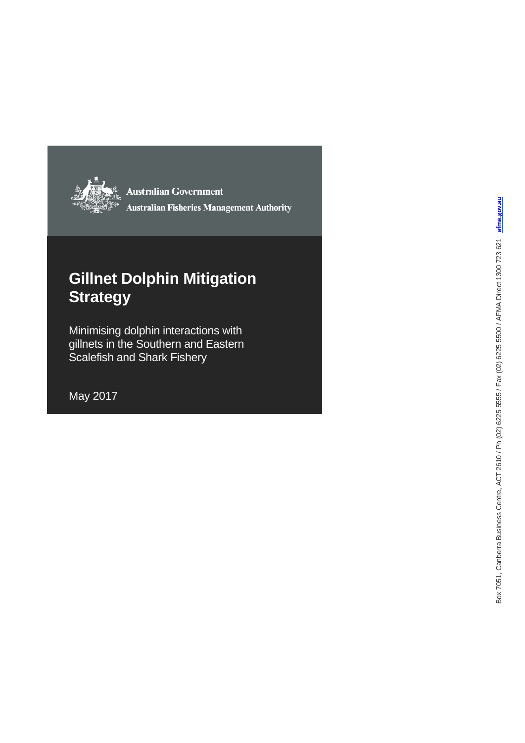Australian Government

Australian Fisheries Management Authority

# Gillnet Dolphin Mitigation Strategy

Minimising dolphin interactions with gillnets in the Southern and Eastern Scalefish and Shark Fishery

May 2017

Box 7051, Canberra Business Centre, ACT 2610 / Ph (02) 6225 5555 / Fax (02) 6225 5500 / AFMA Direct 1300 723 621 afma.gov.au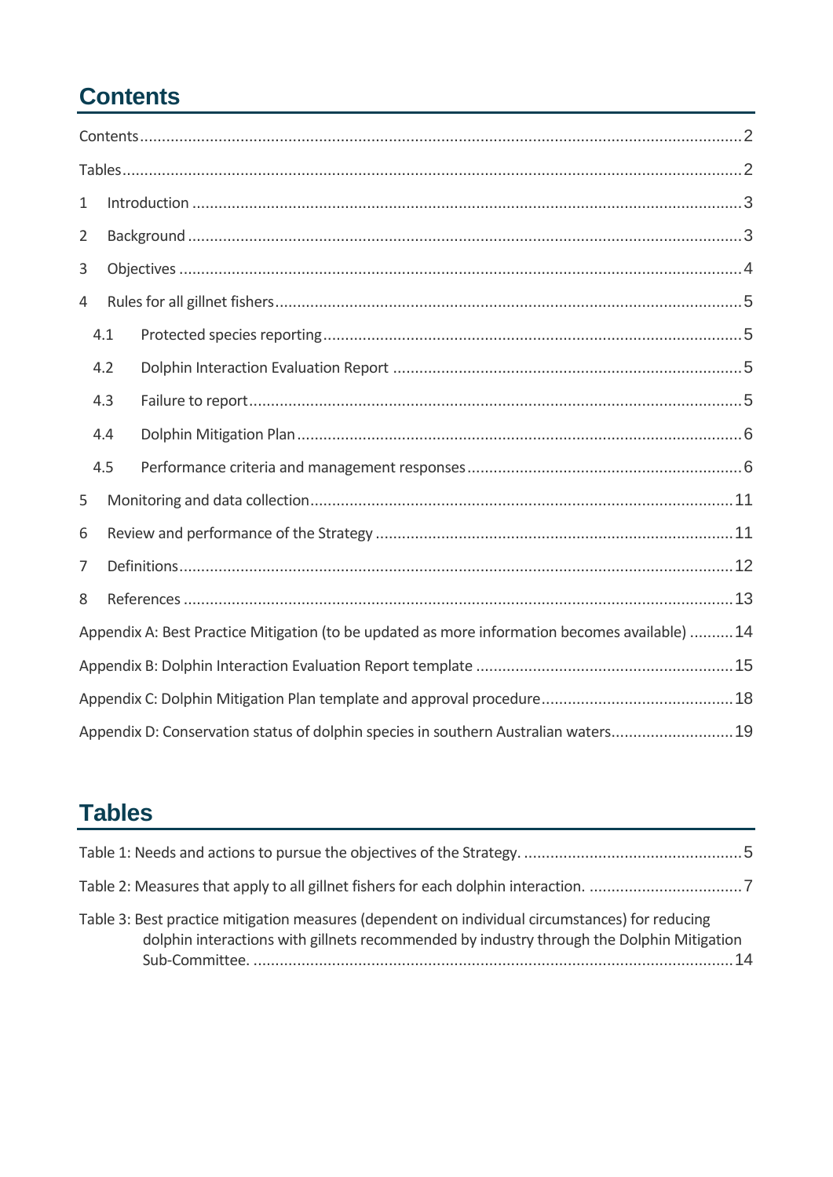# Contents

Contents........................................................................................................................................2

Tables............................................................................................................................................2

1 Introduction ................................................................................................................................3

2 Background .................................................................................................................................3

3 Objectives ...................................................................................................................................4

4 Rules for all gillnet fishers..........................................................................................................5

4.1 Protected species reporting.....................................................................................................5

4.2 Dolphin Interaction Evaluation Report ....................................................................................5

4.3 Failure to report.......................................................................................................................5

4.4 Dolphin Mitigation Plan...........................................................................................................6

4.5 Performance criteria and management responses.................................................................6

5 Monitoring and data collection..................................................................................................11

6 Review and performance of the Strategy .................................................................................11

7 Definitions..................................................................................................................................12

8 References .................................................................................................................................13

Appendix A: Best Practice Mitigation (to be updated as more information becomes available) ..........14

Appendix B: Dolphin Interaction Evaluation Report template ..........................................................15

Appendix C: Dolphin Mitigation Plan template and approval procedure...........................................18

Appendix D: Conservation status of dolphin species in southern Australian waters...........................19

# Tables

Table 1: Needs and actions to pursue the objectives of the Strategy. .................................................5

Table 2: Measures that apply to all gillnet fishers for each dolphin interaction. ..................................7

Table 3: Best practice mitigation measures (dependent on individual circumstances) for reducing dolphin interactions with gillnets recommended by industry through the Dolphin Mitigation Sub-Committee. ..............................................................................................................14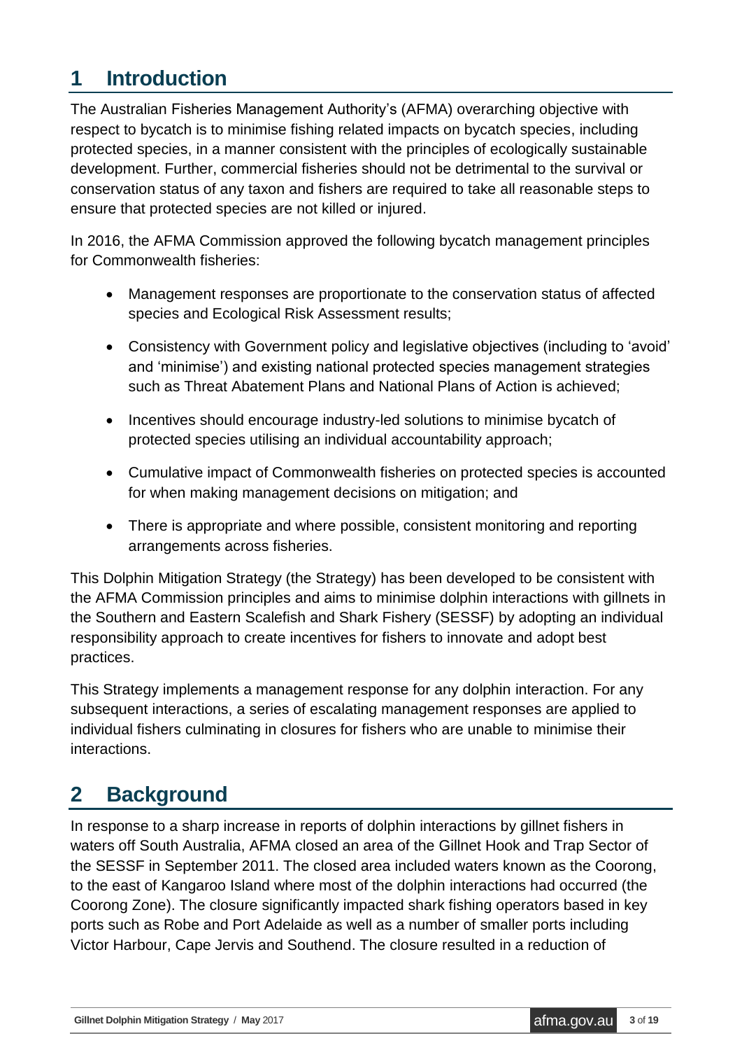# 1 Introduction

The Australian Fisheries Management Authority's (AFMA) overarching objective with respect to bycatch is to minimise fishing related impacts on bycatch species, including protected species, in a manner consistent with the principles of ecologically sustainable development. Further, commercial fisheries should not be detrimental to the survival or conservation status of any taxon and fishers are required to take all reasonable steps to ensure that protected species are not killed or injured.

In 2016, the AFMA Commission approved the following bycatch management principles for Commonwealth fisheries:

- Management responses are proportionate to the conservation status of affected species and Ecological Risk Assessment results;
- Consistency with Government policy and legislative objectives (including to 'avoid' and 'minimise') and existing national protected species management strategies such as Threat Abatement Plans and National Plans of Action is achieved;
- Incentives should encourage industry-led solutions to minimise bycatch of protected species utilising an individual accountability approach;
- Cumulative impact of Commonwealth fisheries on protected species is accounted for when making management decisions on mitigation; and
- There is appropriate and where possible, consistent monitoring and reporting arrangements across fisheries.

This Dolphin Mitigation Strategy (the Strategy) has been developed to be consistent with the AFMA Commission principles and aims to minimise dolphin interactions with gillnets in the Southern and Eastern Scalefish and Shark Fishery (SESSF) by adopting an individual responsibility approach to create incentives for fishers to innovate and adopt best practices.

This Strategy implements a management response for any dolphin interaction. For any subsequent interactions, a series of escalating management responses are applied to individual fishers culminating in closures for fishers who are unable to minimise their interactions.

# 2 Background

In response to a sharp increase in reports of dolphin interactions by gillnet fishers in waters off South Australia, AFMA closed an area of the Gillnet Hook and Trap Sector of the SESSF in September 2011. The closed area included waters known as the Coorong, to the east of Kangaroo Island where most of the dolphin interactions had occurred (the Coorong Zone). The closure significantly impacted shark fishing operators based in key ports such as Robe and Port Adelaide as well as a number of smaller ports including Victor Harbour, Cape Jervis and Southend. The closure resulted in a reduction of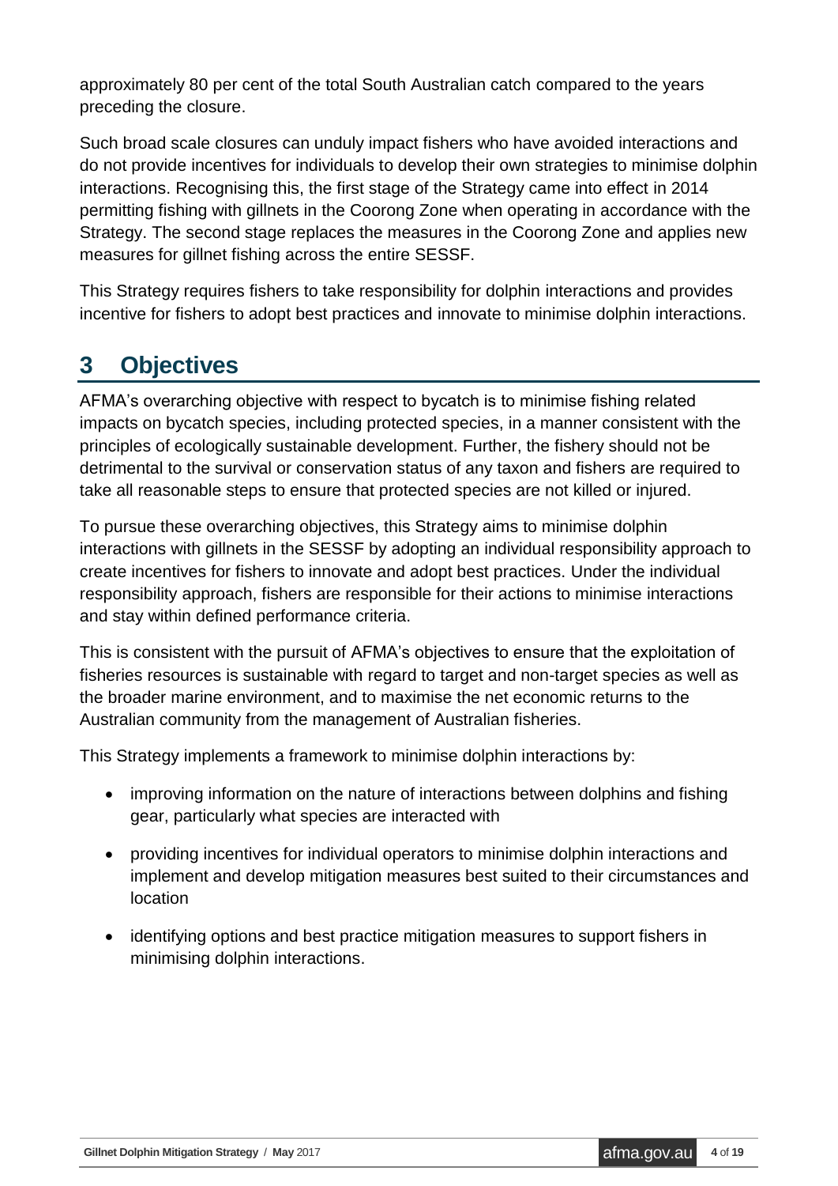approximately 80 per cent of the total South Australian catch compared to the years preceding the closure.

Such broad scale closures can unduly impact fishers who have avoided interactions and do not provide incentives for individuals to develop their own strategies to minimise dolphin interactions. Recognising this, the first stage of the Strategy came into effect in 2014 permitting fishing with gillnets in the Coorong Zone when operating in accordance with the Strategy. The second stage replaces the measures in the Coorong Zone and applies new measures for gillnet fishing across the entire SESSF.

This Strategy requires fishers to take responsibility for dolphin interactions and provides incentive for fishers to adopt best practices and innovate to minimise dolphin interactions.

# 3 Objectives

AFMA's overarching objective with respect to bycatch is to minimise fishing related impacts on bycatch species, including protected species, in a manner consistent with the principles of ecologically sustainable development. Further, the fishery should not be detrimental to the survival or conservation status of any taxon and fishers are required to take all reasonable steps to ensure that protected species are not killed or injured.

To pursue these overarching objectives, this Strategy aims to minimise dolphin interactions with gillnets in the SESSF by adopting an individual responsibility approach to create incentives for fishers to innovate and adopt best practices. Under the individual responsibility approach, fishers are responsible for their actions to minimise interactions and stay within defined performance criteria.

This is consistent with the pursuit of AFMA's objectives to ensure that the exploitation of fisheries resources is sustainable with regard to target and non-target species as well as the broader marine environment, and to maximise the net economic returns to the Australian community from the management of Australian fisheries.

This Strategy implements a framework to minimise dolphin interactions by:

- improving information on the nature of interactions between dolphins and fishing gear, particularly what species are interacted with
- providing incentives for individual operators to minimise dolphin interactions and implement and develop mitigation measures best suited to their circumstances and location
- identifying options and best practice mitigation measures to support fishers in minimising dolphin interactions.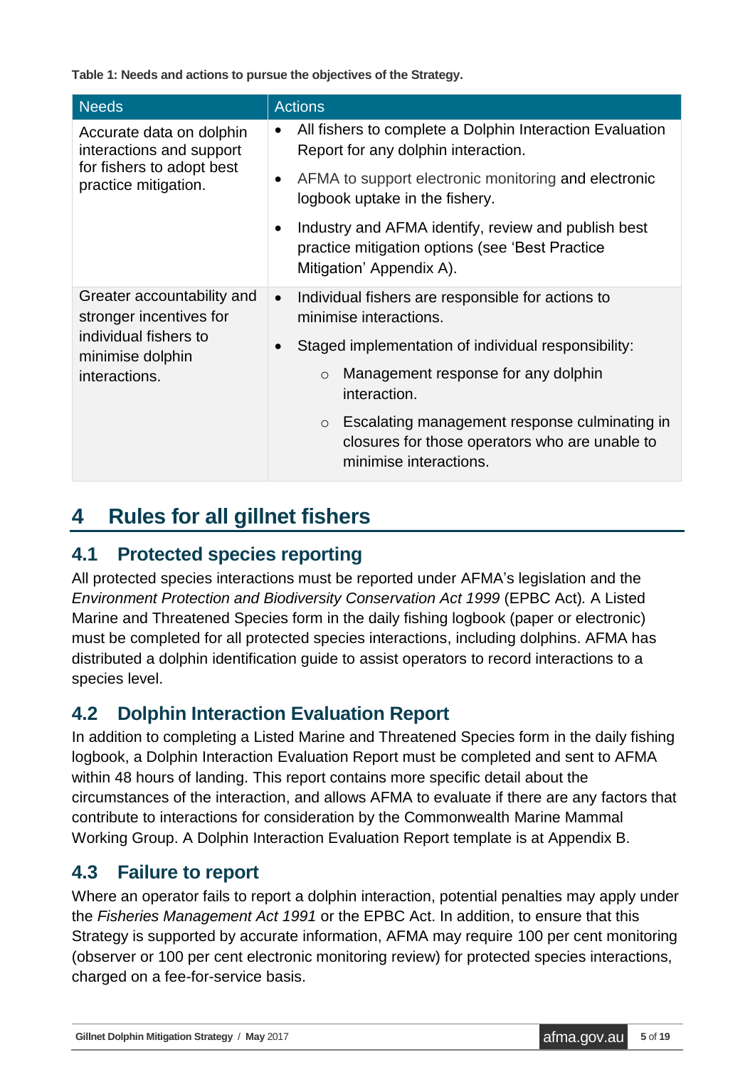**Table 1: Needs and actions to pursue the objectives of the Strategy.**

| Needs | Actions |
|---|---|
| Accurate data on dolphin interactions and support for fishers to adopt best practice mitigation. | • All fishers to complete a Dolphin Interaction Evaluation Report for any dolphin interaction.<br>• AFMA to support electronic monitoring and electronic logbook uptake in the fishery.<br>• Industry and AFMA identify, review and publish best practice mitigation options (see 'Best Practice Mitigation' Appendix A). |
| Greater accountability and stronger incentives for individual fishers to minimise dolphin interactions. | • Individual fishers are responsible for actions to minimise interactions.<br>• Staged implementation of individual responsibility:<br>  ○ Management response for any dolphin interaction.<br>  ○ Escalating management response culminating in closures for those operators who are unable to minimise interactions. |

# 4 Rules for all gillnet fishers

## 4.1 Protected species reporting

All protected species interactions must be reported under AFMA's legislation and the *Environment Protection and Biodiversity Conservation Act 1999* (EPBC Act)*.* A Listed Marine and Threatened Species form in the daily fishing logbook (paper or electronic) must be completed for all protected species interactions, including dolphins. AFMA has distributed a dolphin identification guide to assist operators to record interactions to a species level.

## 4.2 Dolphin Interaction Evaluation Report

In addition to completing a Listed Marine and Threatened Species form in the daily fishing logbook, a Dolphin Interaction Evaluation Report must be completed and sent to AFMA within 48 hours of landing. This report contains more specific detail about the circumstances of the interaction, and allows AFMA to evaluate if there are any factors that contribute to interactions for consideration by the Commonwealth Marine Mammal Working Group. A Dolphin Interaction Evaluation Report template is at Appendix B.

## 4.3 Failure to report

Where an operator fails to report a dolphin interaction, potential penalties may apply under the *Fisheries Management Act 1991* or the EPBC Act. In addition, to ensure that this Strategy is supported by accurate information, AFMA may require 100 per cent monitoring (observer or 100 per cent electronic monitoring review) for protected species interactions, charged on a fee-for-service basis.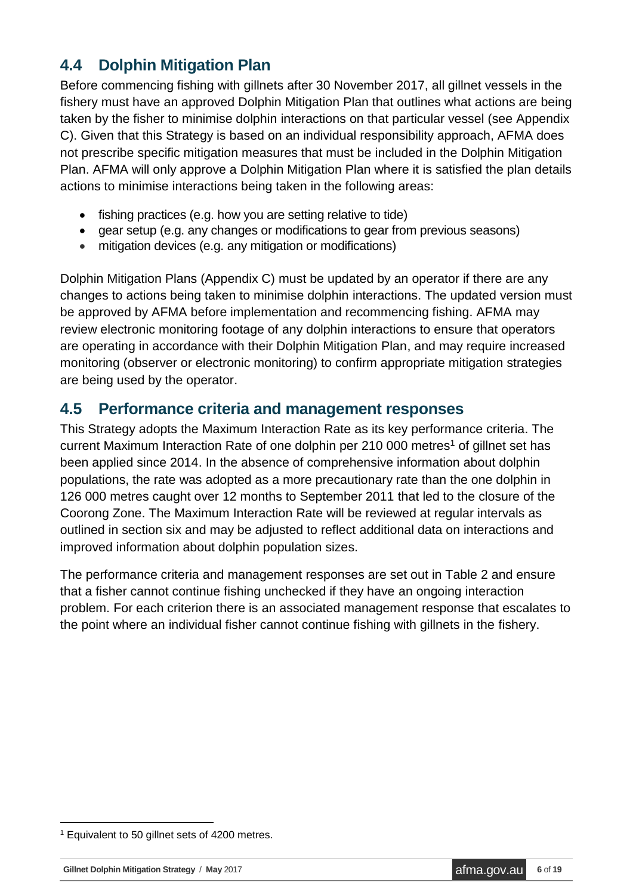## 4.4 Dolphin Mitigation Plan

Before commencing fishing with gillnets after 30 November 2017, all gillnet vessels in the fishery must have an approved Dolphin Mitigation Plan that outlines what actions are being taken by the fisher to minimise dolphin interactions on that particular vessel (see Appendix C). Given that this Strategy is based on an individual responsibility approach, AFMA does not prescribe specific mitigation measures that must be included in the Dolphin Mitigation Plan. AFMA will only approve a Dolphin Mitigation Plan where it is satisfied the plan details actions to minimise interactions being taken in the following areas:

- fishing practices (e.g. how you are setting relative to tide)
- gear setup (e.g. any changes or modifications to gear from previous seasons)
- mitigation devices (e.g. any mitigation or modifications)

Dolphin Mitigation Plans (Appendix C) must be updated by an operator if there are any changes to actions being taken to minimise dolphin interactions. The updated version must be approved by AFMA before implementation and recommencing fishing. AFMA may review electronic monitoring footage of any dolphin interactions to ensure that operators are operating in accordance with their Dolphin Mitigation Plan, and may require increased monitoring (observer or electronic monitoring) to confirm appropriate mitigation strategies are being used by the operator.

## 4.5 Performance criteria and management responses

This Strategy adopts the Maximum Interaction Rate as its key performance criteria. The current Maximum Interaction Rate of one dolphin per 210 000 metres[1] of gillnet set has been applied since 2014. In the absence of comprehensive information about dolphin populations, the rate was adopted as a more precautionary rate than the one dolphin in 126 000 metres caught over 12 months to September 2011 that led to the closure of the Coorong Zone. The Maximum Interaction Rate will be reviewed at regular intervals as outlined in section six and may be adjusted to reflect additional data on interactions and improved information about dolphin population sizes.

The performance criteria and management responses are set out in Table 2 and ensure that a fisher cannot continue fishing unchecked if they have an ongoing interaction problem. For each criterion there is an associated management response that escalates to the point where an individual fisher cannot continue fishing with gillnets in the fishery.

[1] Equivalent to 50 gillnet sets of 4200 metres.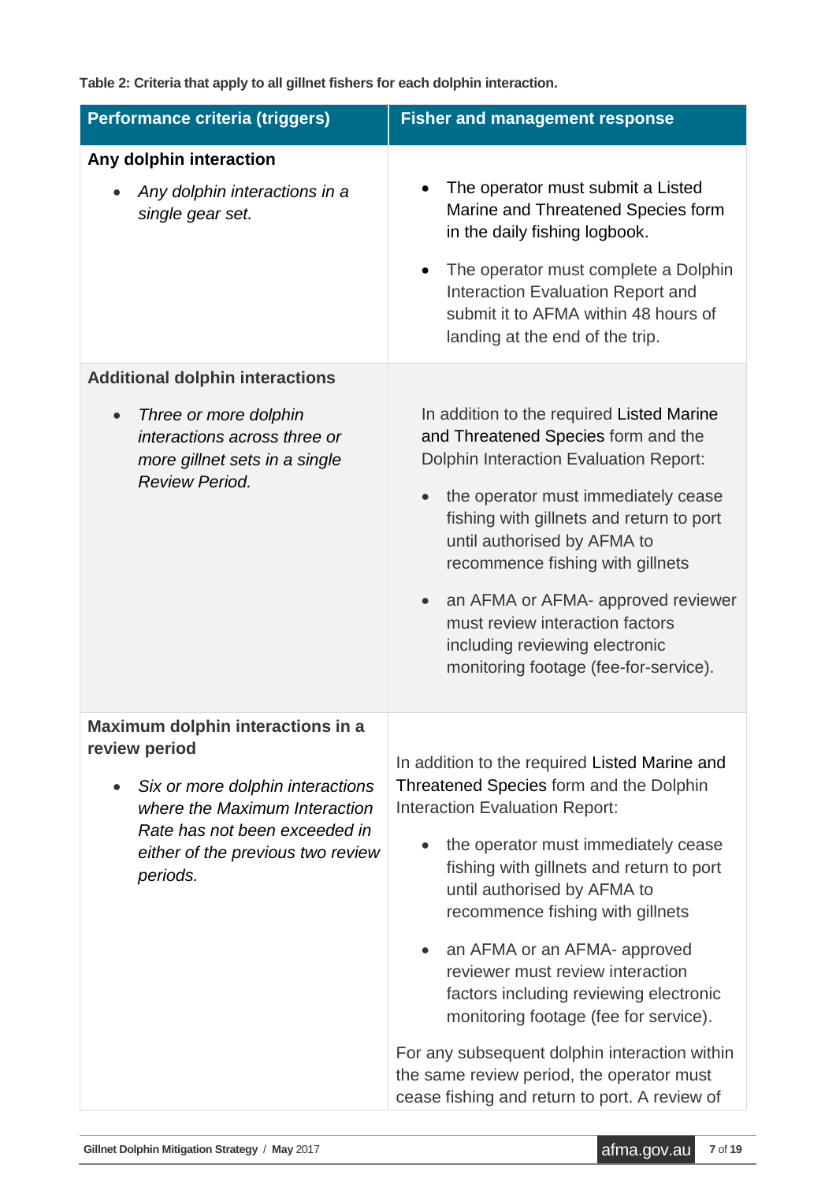**Table 2: Criteria that apply to all gillnet fishers for each dolphin interaction.**

| Performance criteria (triggers) | Fisher and management response |
|---|---|
| **Any dolphin interaction**<br>• *Any dolphin interactions in a single gear set.* | • The operator must submit a Listed Marine and Threatened Species form in the daily fishing logbook.<br>• The operator must complete a Dolphin Interaction Evaluation Report and submit it to AFMA within 48 hours of landing at the end of the trip. |
| **Additional dolphin interactions**<br>• *Three or more dolphin interactions across three or more gillnet sets in a single Review Period.* | In addition to the required Listed Marine and Threatened Species form and the Dolphin Interaction Evaluation Report:<br>• the operator must immediately cease fishing with gillnets and return to port until authorised by AFMA to recommence fishing with gillnets<br>• an AFMA or AFMA- approved reviewer must review interaction factors including reviewing electronic monitoring footage (fee-for-service). |
| **Maximum dolphin interactions in a review period**<br>• *Six or more dolphin interactions where the Maximum Interaction Rate has not been exceeded in either of the previous two review periods.* | In addition to the required Listed Marine and Threatened Species form and the Dolphin Interaction Evaluation Report:<br>• the operator must immediately cease fishing with gillnets and return to port until authorised by AFMA to recommence fishing with gillnets<br>• an AFMA or an AFMA- approved reviewer must review interaction factors including reviewing electronic monitoring footage (fee for service).<br>For any subsequent dolphin interaction within the same review period, the operator must cease fishing and return to port. A review of |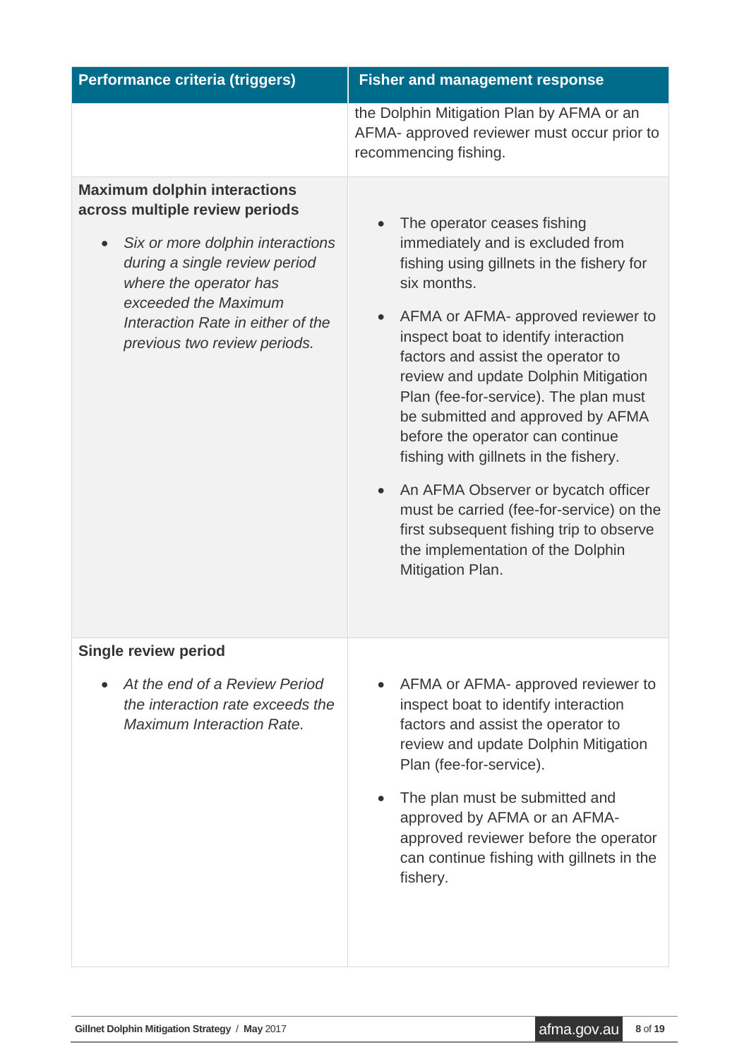| Performance criteria (triggers) | Fisher and management response |
|---|---|
| | the Dolphin Mitigation Plan by AFMA or an AFMA- approved reviewer must occur prior to recommencing fishing. |
| **Maximum dolphin interactions across multiple review periods**<br><br>• *Six or more dolphin interactions during a single review period where the operator has exceeded the Maximum Interaction Rate in either of the previous two review periods.* | • The operator ceases fishing immediately and is excluded from fishing using gillnets in the fishery for six months.<br><br>• AFMA or AFMA- approved reviewer to inspect boat to identify interaction factors and assist the operator to review and update Dolphin Mitigation Plan (fee-for-service). The plan must be submitted and approved by AFMA before the operator can continue fishing with gillnets in the fishery.<br><br>• An AFMA Observer or bycatch officer must be carried (fee-for-service) on the first subsequent fishing trip to observe the implementation of the Dolphin Mitigation Plan. |
| **Single review period**<br><br>• *At the end of a Review Period the interaction rate exceeds the Maximum Interaction Rate.* | • AFMA or AFMA- approved reviewer to inspect boat to identify interaction factors and assist the operator to review and update Dolphin Mitigation Plan (fee-for-service).<br><br>• The plan must be submitted and approved by AFMA or an AFMA-approved reviewer before the operator can continue fishing with gillnets in the fishery. |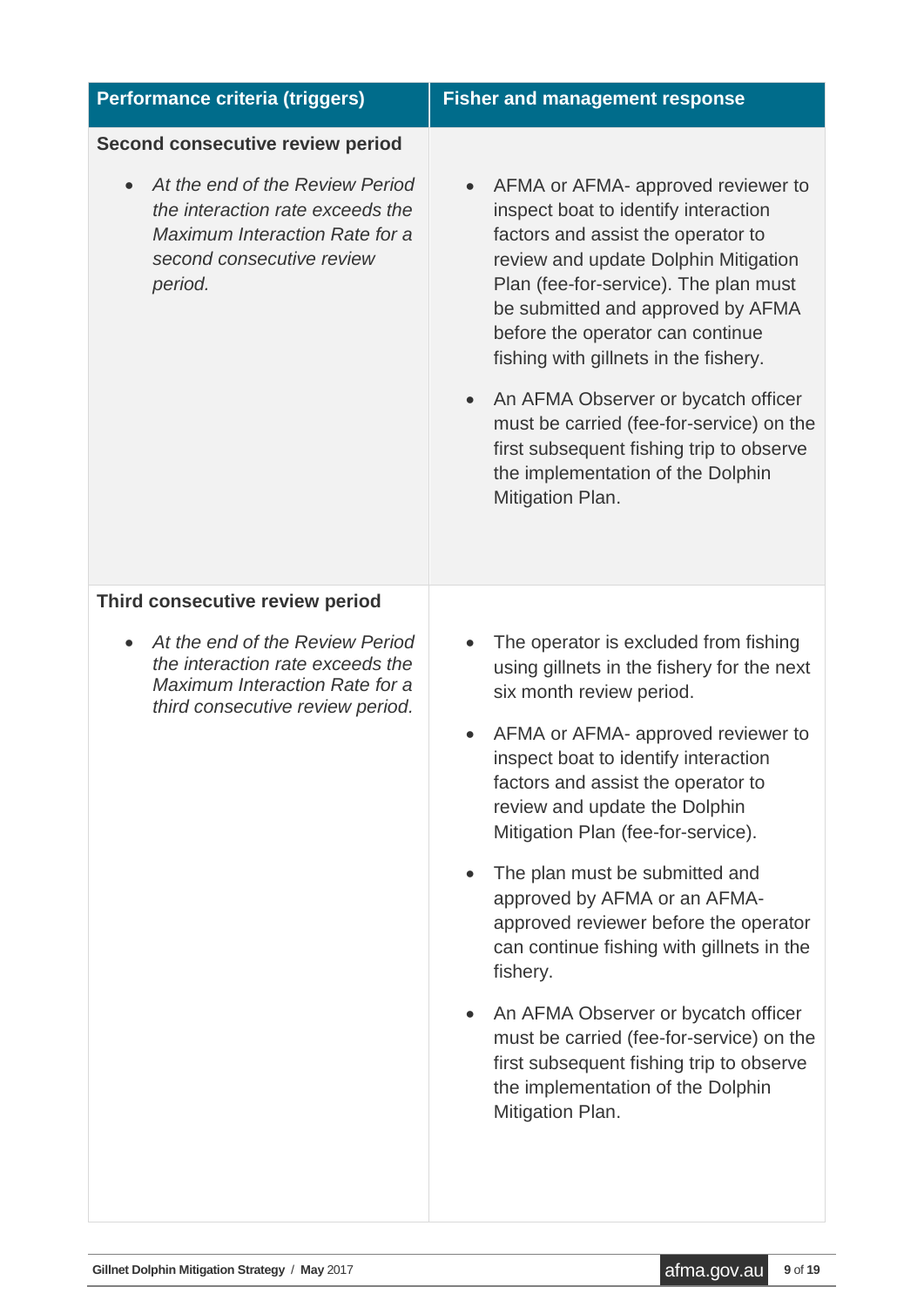| Performance criteria (triggers) | Fisher and management response |
| --- | --- |
| **Second consecutive review period**<br><br>• *At the end of the Review Period the interaction rate exceeds the Maximum Interaction Rate for a second consecutive review period.* | • AFMA or AFMA- approved reviewer to inspect boat to identify interaction factors and assist the operator to review and update Dolphin Mitigation Plan (fee-for-service). The plan must be submitted and approved by AFMA before the operator can continue fishing with gillnets in the fishery.<br><br>• An AFMA Observer or bycatch officer must be carried (fee-for-service) on the first subsequent fishing trip to observe the implementation of the Dolphin Mitigation Plan. |
| **Third consecutive review period**<br><br>• *At the end of the Review Period the interaction rate exceeds the Maximum Interaction Rate for a third consecutive review period.* | • The operator is excluded from fishing using gillnets in the fishery for the next six month review period.<br><br>• AFMA or AFMA- approved reviewer to inspect boat to identify interaction factors and assist the operator to review and update the Dolphin Mitigation Plan (fee-for-service).<br><br>• The plan must be submitted and approved by AFMA or an AFMA-approved reviewer before the operator can continue fishing with gillnets in the fishery.<br><br>• An AFMA Observer or bycatch officer must be carried (fee-for-service) on the first subsequent fishing trip to observe the implementation of the Dolphin Mitigation Plan. |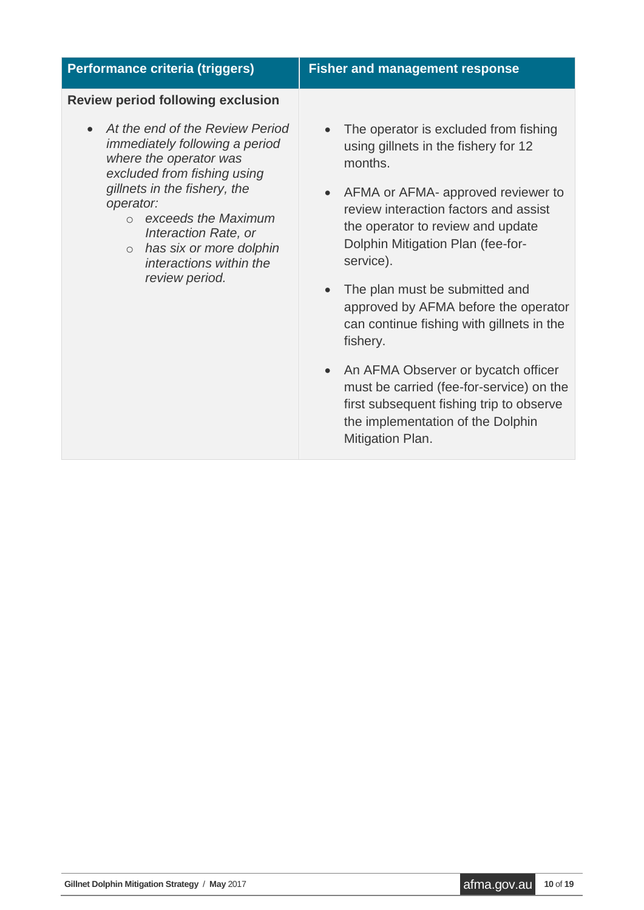| Performance criteria (triggers) | Fisher and management response |
| --- | --- |
| **Review period following exclusion**<br><br>• *At the end of the Review Period immediately following a period where the operator was excluded from fishing using gillnets in the fishery, the operator:*<br>&nbsp;&nbsp;&nbsp;&nbsp;○ *exceeds the Maximum Interaction Rate, or*<br>&nbsp;&nbsp;&nbsp;&nbsp;○ *has six or more dolphin interactions within the review period.* | • The operator is excluded from fishing using gillnets in the fishery for 12 months.<br><br>• AFMA or AFMA- approved reviewer to review interaction factors and assist the operator to review and update Dolphin Mitigation Plan (fee-for-service).<br><br>• The plan must be submitted and approved by AFMA before the operator can continue fishing with gillnets in the fishery.<br><br>• An AFMA Observer or bycatch officer must be carried (fee-for-service) on the first subsequent fishing trip to observe the implementation of the Dolphin Mitigation Plan. |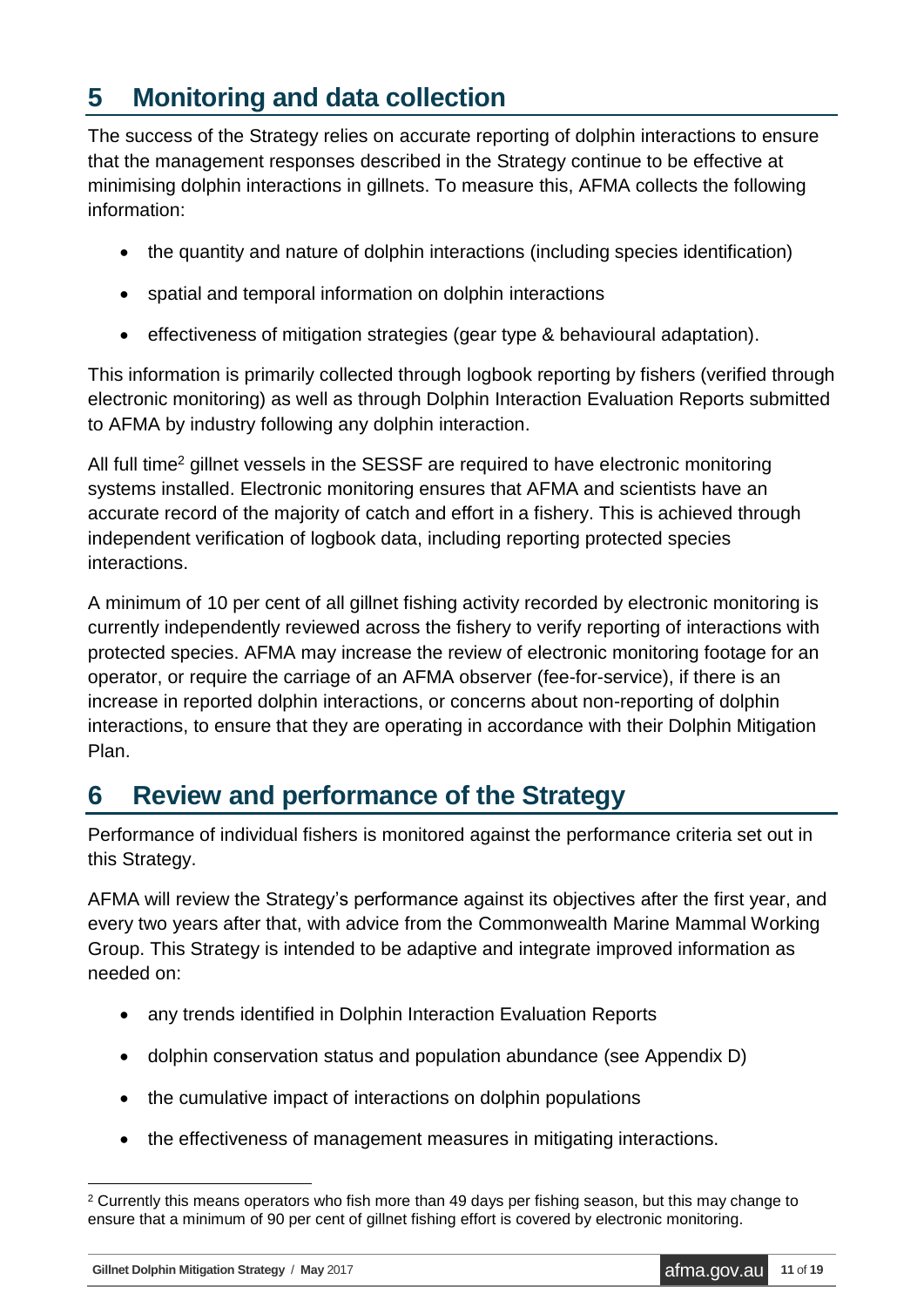# 5 Monitoring and data collection

The success of the Strategy relies on accurate reporting of dolphin interactions to ensure that the management responses described in the Strategy continue to be effective at minimising dolphin interactions in gillnets. To measure this, AFMA collects the following information:

- the quantity and nature of dolphin interactions (including species identification)
- spatial and temporal information on dolphin interactions
- effectiveness of mitigation strategies (gear type & behavioural adaptation).

This information is primarily collected through logbook reporting by fishers (verified through electronic monitoring) as well as through Dolphin Interaction Evaluation Reports submitted to AFMA by industry following any dolphin interaction.

All full time[2] gillnet vessels in the SESSF are required to have electronic monitoring systems installed. Electronic monitoring ensures that AFMA and scientists have an accurate record of the majority of catch and effort in a fishery. This is achieved through independent verification of logbook data, including reporting protected species interactions.

A minimum of 10 per cent of all gillnet fishing activity recorded by electronic monitoring is currently independently reviewed across the fishery to verify reporting of interactions with protected species. AFMA may increase the review of electronic monitoring footage for an operator, or require the carriage of an AFMA observer (fee-for-service), if there is an increase in reported dolphin interactions, or concerns about non-reporting of dolphin interactions, to ensure that they are operating in accordance with their Dolphin Mitigation Plan.

# 6 Review and performance of the Strategy

Performance of individual fishers is monitored against the performance criteria set out in this Strategy.

AFMA will review the Strategy's performance against its objectives after the first year, and every two years after that, with advice from the Commonwealth Marine Mammal Working Group. This Strategy is intended to be adaptive and integrate improved information as needed on:

- any trends identified in Dolphin Interaction Evaluation Reports
- dolphin conservation status and population abundance (see Appendix D)
- the cumulative impact of interactions on dolphin populations
- the effectiveness of management measures in mitigating interactions.

[2] Currently this means operators who fish more than 49 days per fishing season, but this may change to ensure that a minimum of 90 per cent of gillnet fishing effort is covered by electronic monitoring.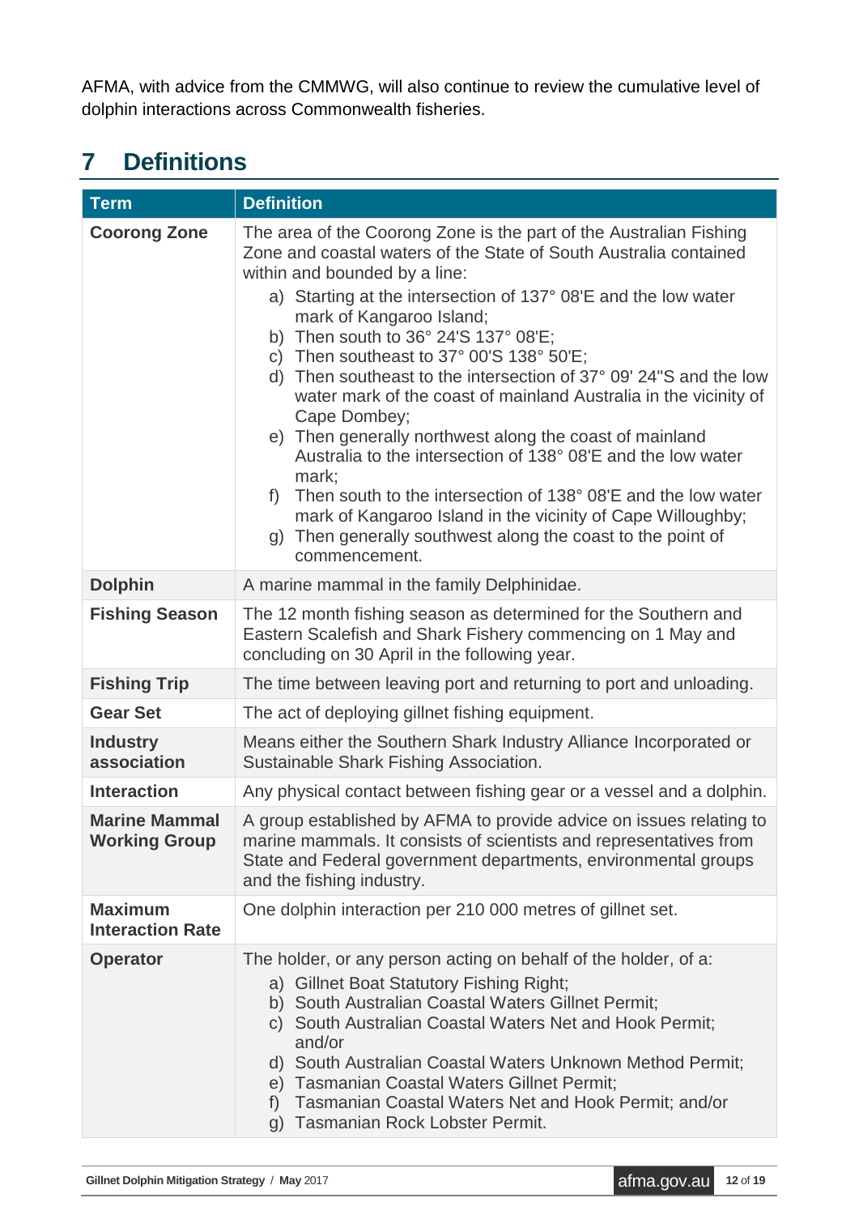AFMA, with advice from the CMMWG, will also continue to review the cumulative level of dolphin interactions across Commonwealth fisheries.

# 7 Definitions

| Term | Definition |
| --- | --- |
| **Coorong Zone** | The area of the Coorong Zone is the part of the Australian Fishing Zone and coastal waters of the State of South Australia contained within and bounded by a line:<br>a) Starting at the intersection of 137° 08'E and the low water mark of Kangaroo Island;<br>b) Then south to 36° 24'S 137° 08'E;<br>c) Then southeast to 37° 00'S 138° 50'E;<br>d) Then southeast to the intersection of 37° 09' 24"S and the low water mark of the coast of mainland Australia in the vicinity of Cape Dombey;<br>e) Then generally northwest along the coast of mainland Australia to the intersection of 138° 08'E and the low water mark;<br>f) Then south to the intersection of 138° 08'E and the low water mark of Kangaroo Island in the vicinity of Cape Willoughby;<br>g) Then generally southwest along the coast to the point of commencement. |
| **Dolphin** | A marine mammal in the family Delphinidae. |
| **Fishing Season** | The 12 month fishing season as determined for the Southern and Eastern Scalefish and Shark Fishery commencing on 1 May and concluding on 30 April in the following year. |
| **Fishing Trip** | The time between leaving port and returning to port and unloading. |
| **Gear Set** | The act of deploying gillnet fishing equipment. |
| **Industry association** | Means either the Southern Shark Industry Alliance Incorporated or Sustainable Shark Fishing Association. |
| **Interaction** | Any physical contact between fishing gear or a vessel and a dolphin. |
| **Marine Mammal Working Group** | A group established by AFMA to provide advice on issues relating to marine mammals. It consists of scientists and representatives from State and Federal government departments, environmental groups and the fishing industry. |
| **Maximum Interaction Rate** | One dolphin interaction per 210 000 metres of gillnet set. |
| **Operator** | The holder, or any person acting on behalf of the holder, of a:<br>a) Gillnet Boat Statutory Fishing Right;<br>b) South Australian Coastal Waters Gillnet Permit;<br>c) South Australian Coastal Waters Net and Hook Permit; and/or<br>d) South Australian Coastal Waters Unknown Method Permit;<br>e) Tasmanian Coastal Waters Gillnet Permit;<br>f) Tasmanian Coastal Waters Net and Hook Permit; and/or<br>g) Tasmanian Rock Lobster Permit. |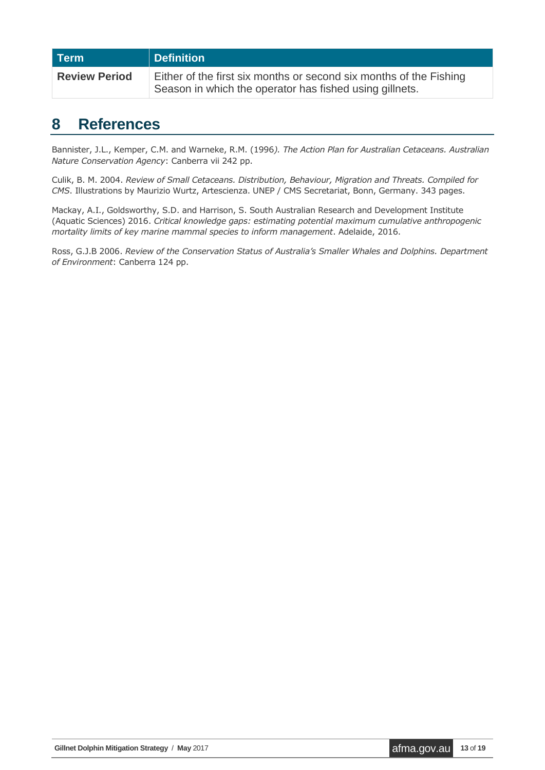| Term | Definition |
| --- | --- |
| **Review Period** | Either of the first six months or second six months of the Fishing Season in which the operator has fished using gillnets. |

# 8 References

Bannister, J.L., Kemper, C.M. and Warneke, R.M. (1996*). The Action Plan for Australian Cetaceans. Australian Nature Conservation Agency*: Canberra vii 242 pp.

Culik, B. M. 2004. *Review of Small Cetaceans. Distribution, Behaviour, Migration and Threats. Compiled for CMS*. Illustrations by Maurizio Wurtz, Artescienza. UNEP / CMS Secretariat, Bonn, Germany. 343 pages.

Mackay, A.I., Goldsworthy, S.D. and Harrison, S. South Australian Research and Development Institute (Aquatic Sciences) 2016. *Critical knowledge gaps: estimating potential maximum cumulative anthropogenic mortality limits of key marine mammal species to inform management*. Adelaide, 2016.

Ross, G.J.B 2006. *Review of the Conservation Status of Australia's Smaller Whales and Dolphins. Department of Environment*: Canberra 124 pp.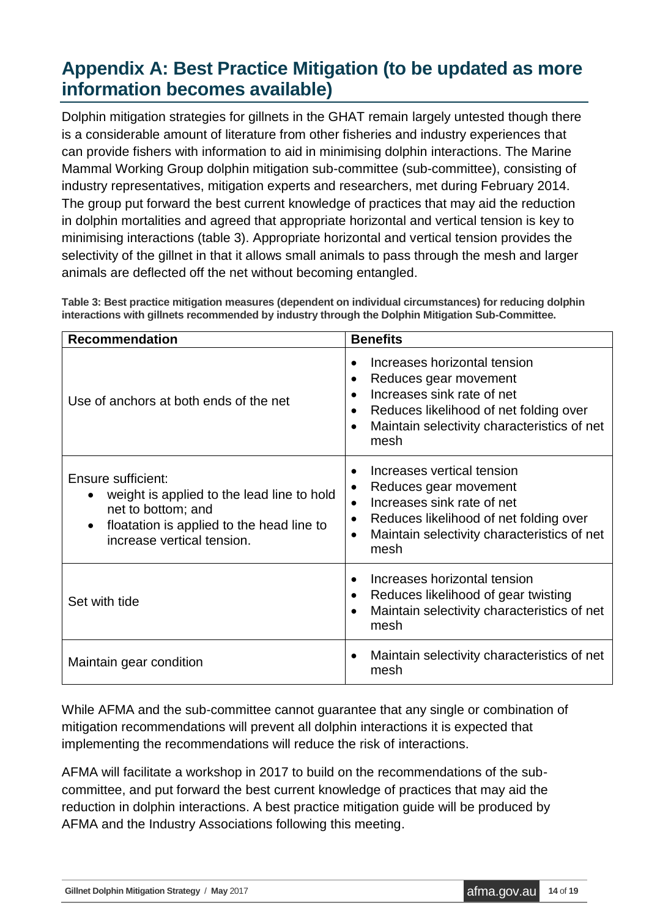## Appendix A: Best Practice Mitigation (to be updated as more information becomes available)

Dolphin mitigation strategies for gillnets in the GHAT remain largely untested though there is a considerable amount of literature from other fisheries and industry experiences that can provide fishers with information to aid in minimising dolphin interactions. The Marine Mammal Working Group dolphin mitigation sub-committee (sub-committee), consisting of industry representatives, mitigation experts and researchers, met during February 2014. The group put forward the best current knowledge of practices that may aid the reduction in dolphin mortalities and agreed that appropriate horizontal and vertical tension is key to minimising interactions (table 3). Appropriate horizontal and vertical tension provides the selectivity of the gillnet in that it allows small animals to pass through the mesh and larger animals are deflected off the net without becoming entangled.

**Table 3: Best practice mitigation measures (dependent on individual circumstances) for reducing dolphin interactions with gillnets recommended by industry through the Dolphin Mitigation Sub-Committee.**

| Recommendation | Benefits |
|---|---|
| Use of anchors at both ends of the net | • Increases horizontal tension<br>• Reduces gear movement<br>• Increases sink rate of net<br>• Reduces likelihood of net folding over<br>• Maintain selectivity characteristics of net mesh |
| Ensure sufficient:<br>• weight is applied to the lead line to hold net to bottom; and<br>• floatation is applied to the head line to increase vertical tension. | • Increases vertical tension<br>• Reduces gear movement<br>• Increases sink rate of net<br>• Reduces likelihood of net folding over<br>• Maintain selectivity characteristics of net mesh |
| Set with tide | • Increases horizontal tension<br>• Reduces likelihood of gear twisting<br>• Maintain selectivity characteristics of net mesh |
| Maintain gear condition | • Maintain selectivity characteristics of net mesh |

While AFMA and the sub-committee cannot guarantee that any single or combination of mitigation recommendations will prevent all dolphin interactions it is expected that implementing the recommendations will reduce the risk of interactions.

AFMA will facilitate a workshop in 2017 to build on the recommendations of the sub-committee, and put forward the best current knowledge of practices that may aid the reduction in dolphin interactions. A best practice mitigation guide will be produced by AFMA and the Industry Associations following this meeting.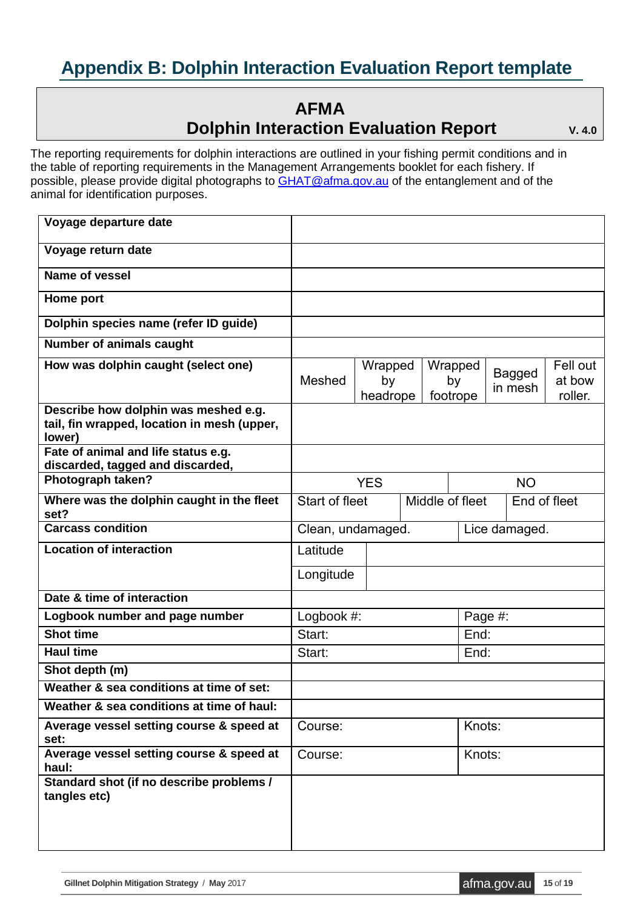## Appendix B: Dolphin Interaction Evaluation Report template

**AFMA**
**Dolphin Interaction Evaluation Report** **V. 4.0**

The reporting requirements for dolphin interactions are outlined in your fishing permit conditions and in the table of reporting requirements in the Management Arrangements booklet for each fishery. If possible, please provide digital photographs to [GHAT@afma.gov.au](mailto:GHAT@afma.gov.au) of the entanglement and of the animal for identification purposes.

| | | | | | |
|---|---|---|---|---|---|
| **Voyage departure date** | | | | | |
| **Voyage return date** | | | | | |
| **Name of vessel** | | | | | |
| **Home port** | | | | | |
| **Dolphin species name (refer ID guide)** | | | | | |
| **Number of animals caught** | | | | | |
| **How was dolphin caught (select one)** | Meshed | Wrapped by headrope | Wrapped by footrope | Bagged in mesh | Fell out at bow roller. |
| **Describe how dolphin was meshed e.g. tail, fin wrapped, location in mesh (upper, lower)** | | | | | |
| **Fate of animal and life status e.g. discarded, tagged and discarded,** | | | | | |
| **Photograph taken?** | YES | | NO | | |
| **Where was the dolphin caught in the fleet set?** | Start of fleet | Middle of fleet | End of fleet | | |
| **Carcass condition** | Clean, undamaged. | | Lice damaged. | | |
| **Location of interaction** | Latitude | | | | |
| | Longitude | | | | |
| **Date & time of interaction** | | | | | |
| **Logbook number and page number** | Logbook #: | | Page #: | | |
| **Shot time** | Start: | | End: | | |
| **Haul time** | Start: | | End: | | |
| **Shot depth (m)** | | | | | |
| **Weather & sea conditions at time of set:** | | | | | |
| **Weather & sea conditions at time of haul:** | | | | | |
| **Average vessel setting course & speed at set:** | Course: | | Knots: | | |
| **Average vessel setting course & speed at haul:** | Course: | | Knots: | | |
| **Standard shot (if no describe problems / tangles etc)** | | | | | |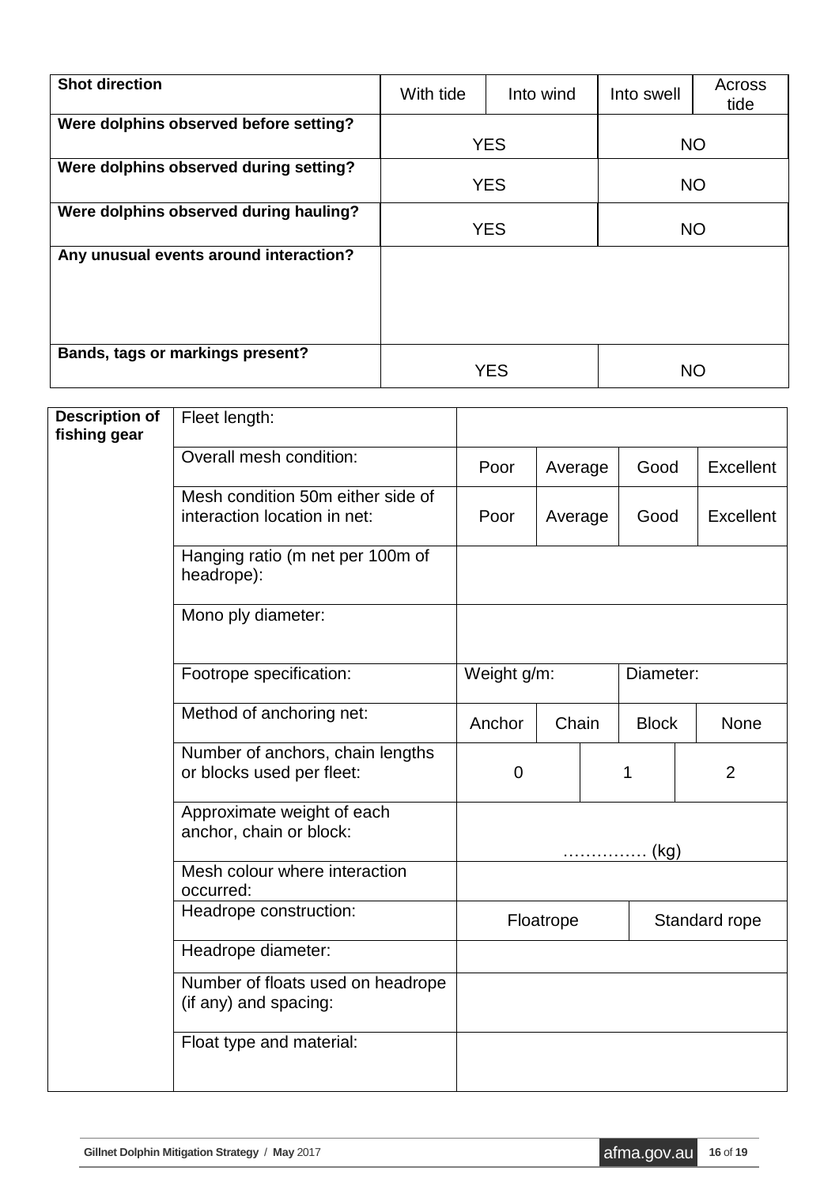| | | | | |
|---|---|---|---|---|
| **Shot direction** | With tide | Into wind | Into swell | Across tide |
| **Were dolphins observed before setting?** | YES | | NO | |
| **Were dolphins observed during setting?** | YES | | NO | |
| **Were dolphins observed during hauling?** | YES | | NO | |
| **Any unusual events around interaction?** | | | | |
| **Bands, tags or markings present?** | YES | | NO | |

| | | | | | |
|---|---|---|---|---|---|
| **Description of fishing gear** | Fleet length: | | | | |
| | Overall mesh condition: | Poor | Average | Good | Excellent |
| | Mesh condition 50m either side of interaction location in net: | Poor | Average | Good | Excellent |
| | Hanging ratio (m net per 100m of headrope): | | | | |
| | Mono ply diameter: | | | | |
| | Footrope specification: | Weight g/m: | | Diameter: | |
| | Method of anchoring net: | Anchor | Chain | Block | None |
| | Number of anchors, chain lengths or blocks used per fleet: | 0 | 1 | 2 | |
| | Approximate weight of each anchor, chain or block: | …………… (kg) | | | |
| | Mesh colour where interaction occurred: | | | | |
| | Headrope construction: | Floatrope | | Standard rope | |
| | Headrope diameter: | | | | |
| | Number of floats used on headrope (if any) and spacing: | | | | |
| | Float type and material: | | | | |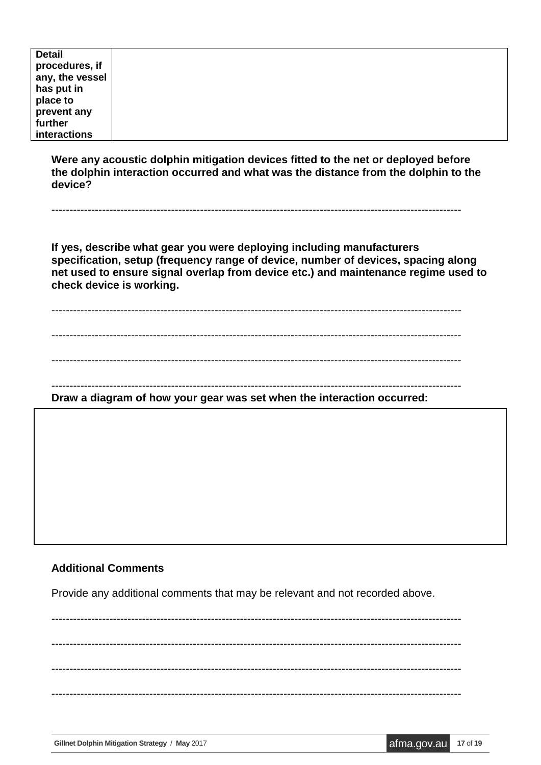| Detail procedures, if any, the vessel has put in place to prevent any further interactions | |
|---|---|

**Were any acoustic dolphin mitigation devices fitted to the net or deployed before the dolphin interaction occurred and what was the distance from the dolphin to the device?**

---------------------------------------------------------------------------------------------------------------

**If yes, describe what gear you were deploying including manufacturers specification, setup (frequency range of device, number of devices, spacing along net used to ensure signal overlap from device etc.) and maintenance regime used to check device is working.**

---------------------------------------------------------------------------------------------------------------

---------------------------------------------------------------------------------------------------------------

---------------------------------------------------------------------------------------------------------------

---------------------------------------------------------------------------------------------------------------

**Draw a diagram of how your gear was set when the interaction occurred:**

| |
|---|
| |

**Additional Comments**

Provide any additional comments that may be relevant and not recorded above.

---------------------------------------------------------------------------------------------------------------

---------------------------------------------------------------------------------------------------------------

---------------------------------------------------------------------------------------------------------------

---------------------------------------------------------------------------------------------------------------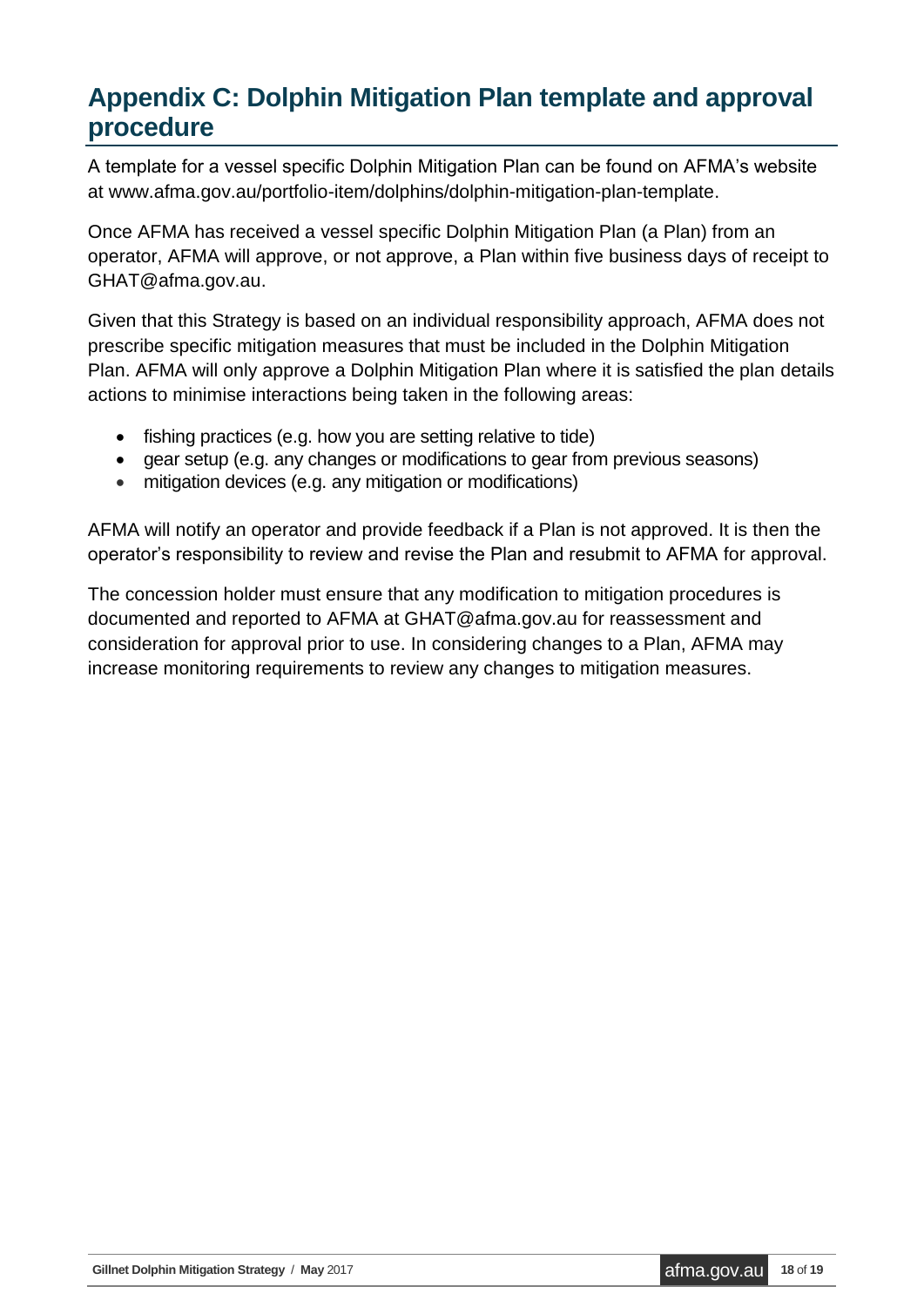## Appendix C: Dolphin Mitigation Plan template and approval procedure

A template for a vessel specific Dolphin Mitigation Plan can be found on AFMA's website at www.afma.gov.au/portfolio-item/dolphins/dolphin-mitigation-plan-template.

Once AFMA has received a vessel specific Dolphin Mitigation Plan (a Plan) from an operator, AFMA will approve, or not approve, a Plan within five business days of receipt to GHAT@afma.gov.au.

Given that this Strategy is based on an individual responsibility approach, AFMA does not prescribe specific mitigation measures that must be included in the Dolphin Mitigation Plan. AFMA will only approve a Dolphin Mitigation Plan where it is satisfied the plan details actions to minimise interactions being taken in the following areas:

- fishing practices (e.g. how you are setting relative to tide)
- gear setup (e.g. any changes or modifications to gear from previous seasons)
- mitigation devices (e.g. any mitigation or modifications)

AFMA will notify an operator and provide feedback if a Plan is not approved. It is then the operator's responsibility to review and revise the Plan and resubmit to AFMA for approval.

The concession holder must ensure that any modification to mitigation procedures is documented and reported to AFMA at GHAT@afma.gov.au for reassessment and consideration for approval prior to use. In considering changes to a Plan, AFMA may increase monitoring requirements to review any changes to mitigation measures.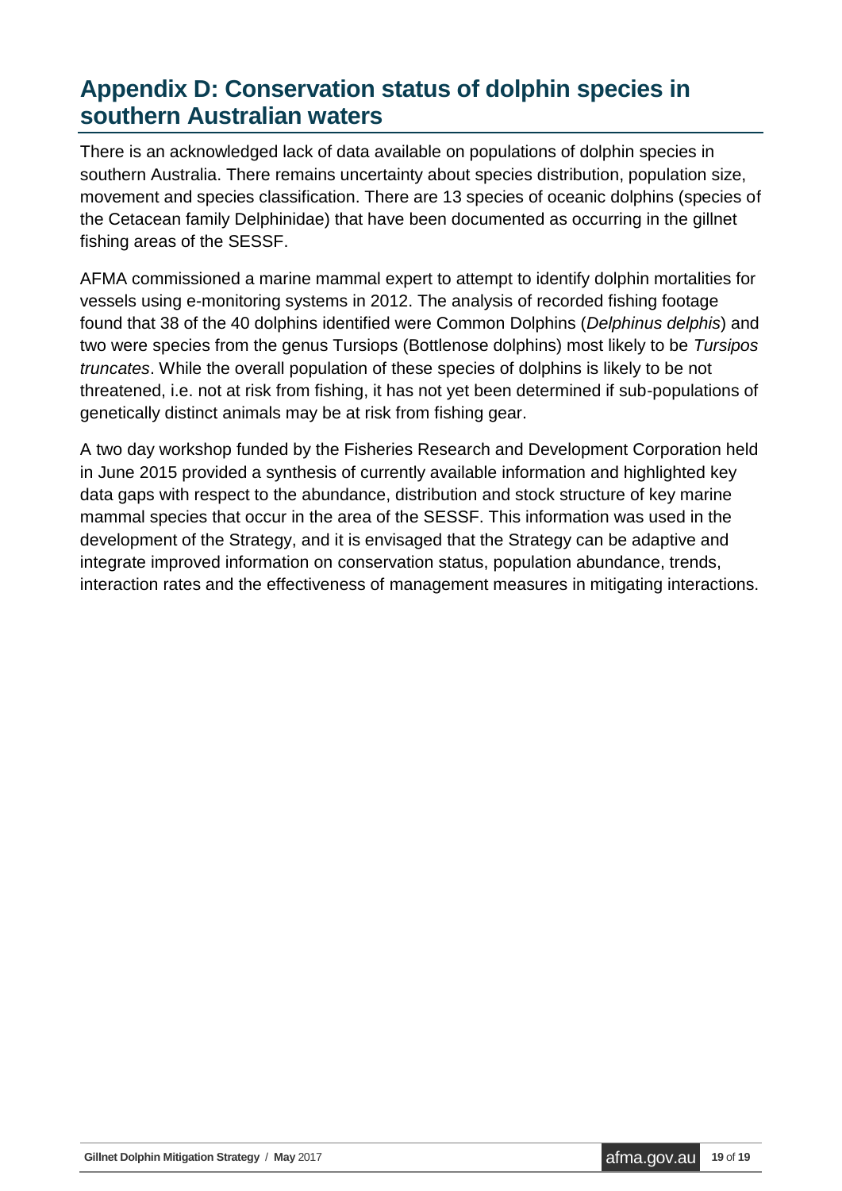## Appendix D: Conservation status of dolphin species in southern Australian waters

There is an acknowledged lack of data available on populations of dolphin species in southern Australia. There remains uncertainty about species distribution, population size, movement and species classification. There are 13 species of oceanic dolphins (species of the Cetacean family Delphinidae) that have been documented as occurring in the gillnet fishing areas of the SESSF.

AFMA commissioned a marine mammal expert to attempt to identify dolphin mortalities for vessels using e-monitoring systems in 2012. The analysis of recorded fishing footage found that 38 of the 40 dolphins identified were Common Dolphins (*Delphinus delphis*) and two were species from the genus Tursiops (Bottlenose dolphins) most likely to be *Tursipos truncates*. While the overall population of these species of dolphins is likely to be not threatened, i.e. not at risk from fishing, it has not yet been determined if sub-populations of genetically distinct animals may be at risk from fishing gear.

A two day workshop funded by the Fisheries Research and Development Corporation held in June 2015 provided a synthesis of currently available information and highlighted key data gaps with respect to the abundance, distribution and stock structure of key marine mammal species that occur in the area of the SESSF. This information was used in the development of the Strategy, and it is envisaged that the Strategy can be adaptive and integrate improved information on conservation status, population abundance, trends, interaction rates and the effectiveness of management measures in mitigating interactions.